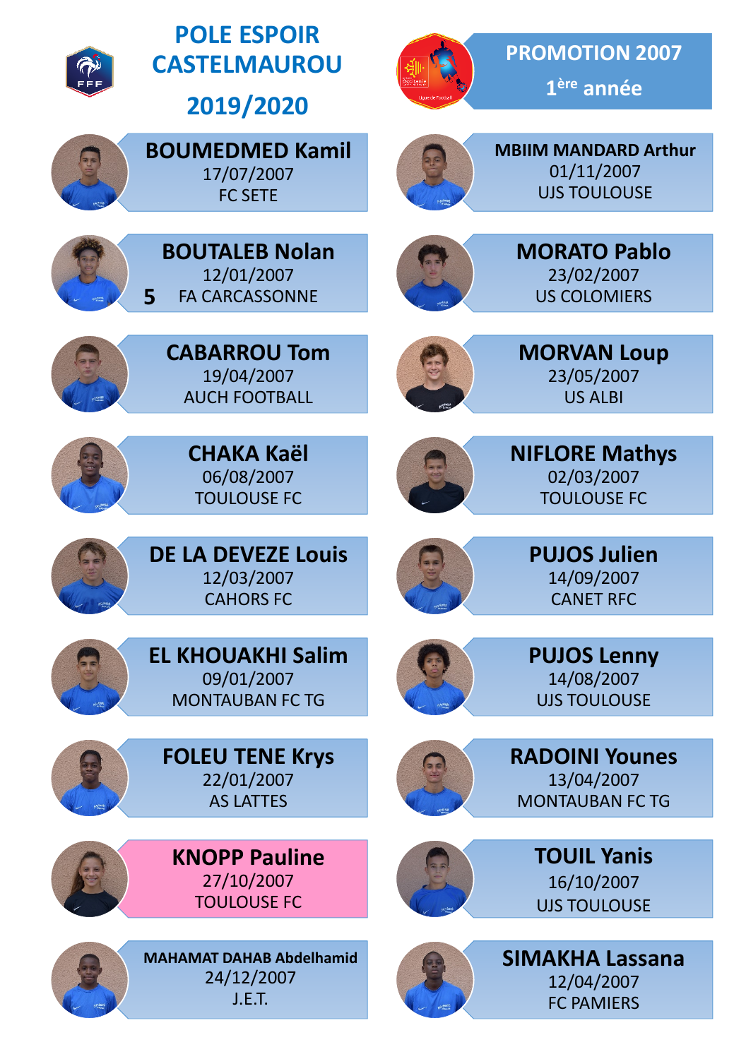# POLE ESPOIR CASTELMAUROU

## 2019/2020

## PROMOTION 2007

1ère année

**BOUMEDMED Kamil**
17/07/2007
FC SETE

**MBIIM MANDARD Arthur**
01/11/2007
UJS TOULOUSE

**BOUTALEB Nolan**
12/01/2007
5 FA CARCASSONNE

**MORATO Pablo**
23/02/2007
US COLOMIERS

**CABARROU Tom**
19/04/2007
AUCH FOOTBALL

**MORVAN Loup**
23/05/2007
US ALBI

**CHAKA Kaël**
06/08/2007
TOULOUSE FC

**NIFLORE Mathys**
02/03/2007
TOULOUSE FC

**DE LA DEVEZE Louis**
12/03/2007
CAHORS FC

**PUJOS Julien**
14/09/2007
CANET RFC

**EL KHOUAKHI Salim**
09/01/2007
MONTAUBAN FC TG

**PUJOS Lenny**
14/08/2007
UJS TOULOUSE

**FOLEU TENE Krys**
22/01/2007
AS LATTES

**RADOINI Younes**
13/04/2007
MONTAUBAN FC TG

**KNOPP Pauline**
27/10/2007
TOULOUSE FC

**TOUIL Yanis**
16/10/2007
UJS TOULOUSE

**MAHAMAT DAHAB Abdelhamid**
24/12/2007
J.E.T.

**SIMAKHA Lassana**
12/04/2007
FC PAMIERS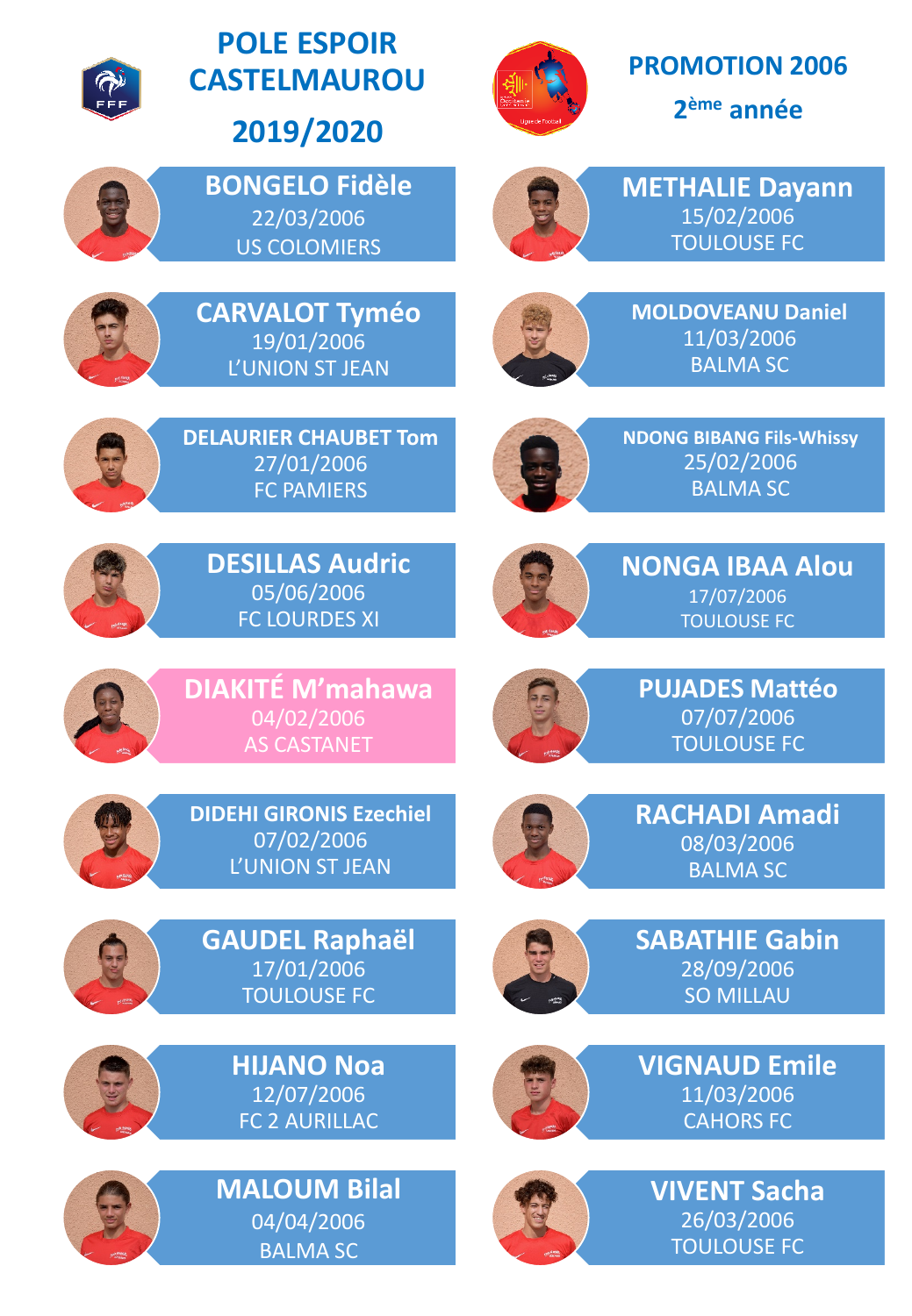# POLE ESPOIR CASTELMAUROU

## 2019/2020

## PROMOTION 2006

### 2ème année

**BONGELO Fidèle**
22/03/2006
US COLOMIERS

**CARVALOT Tyméo**
19/01/2006
L'UNION ST JEAN

**DELAURIER CHAUBET Tom**
27/01/2006
FC PAMIERS

**DESILLAS Audric**
05/06/2006
FC LOURDES XI

**DIAKITÉ M'mahawa**
04/02/2006
AS CASTANET

**DIDEHI GIRONIS Ezechiel**
07/02/2006
L'UNION ST JEAN

**GAUDEL Raphaël**
17/01/2006
TOULOUSE FC

**HIJANO Noa**
12/07/2006
FC 2 AURILLAC

**MALOUM Bilal**
04/04/2006
BALMA SC

**METHALIE Dayann**
15/02/2006
TOULOUSE FC

**MOLDOVEANU Daniel**
11/03/2006
BALMA SC

**NDONG BIBANG Fils-Whissy**
25/02/2006
BALMA SC

**NONGA IBAA Alou**
17/07/2006
TOULOUSE FC

**PUJADES Mattéo**
07/07/2006
TOULOUSE FC

**RACHADI Amadi**
08/03/2006
BALMA SC

**SABATHIE Gabin**
28/09/2006
SO MILLAU

**VIGNAUD Emile**
11/03/2006
CAHORS FC

**VIVENT Sacha**
26/03/2006
TOULOUSE FC